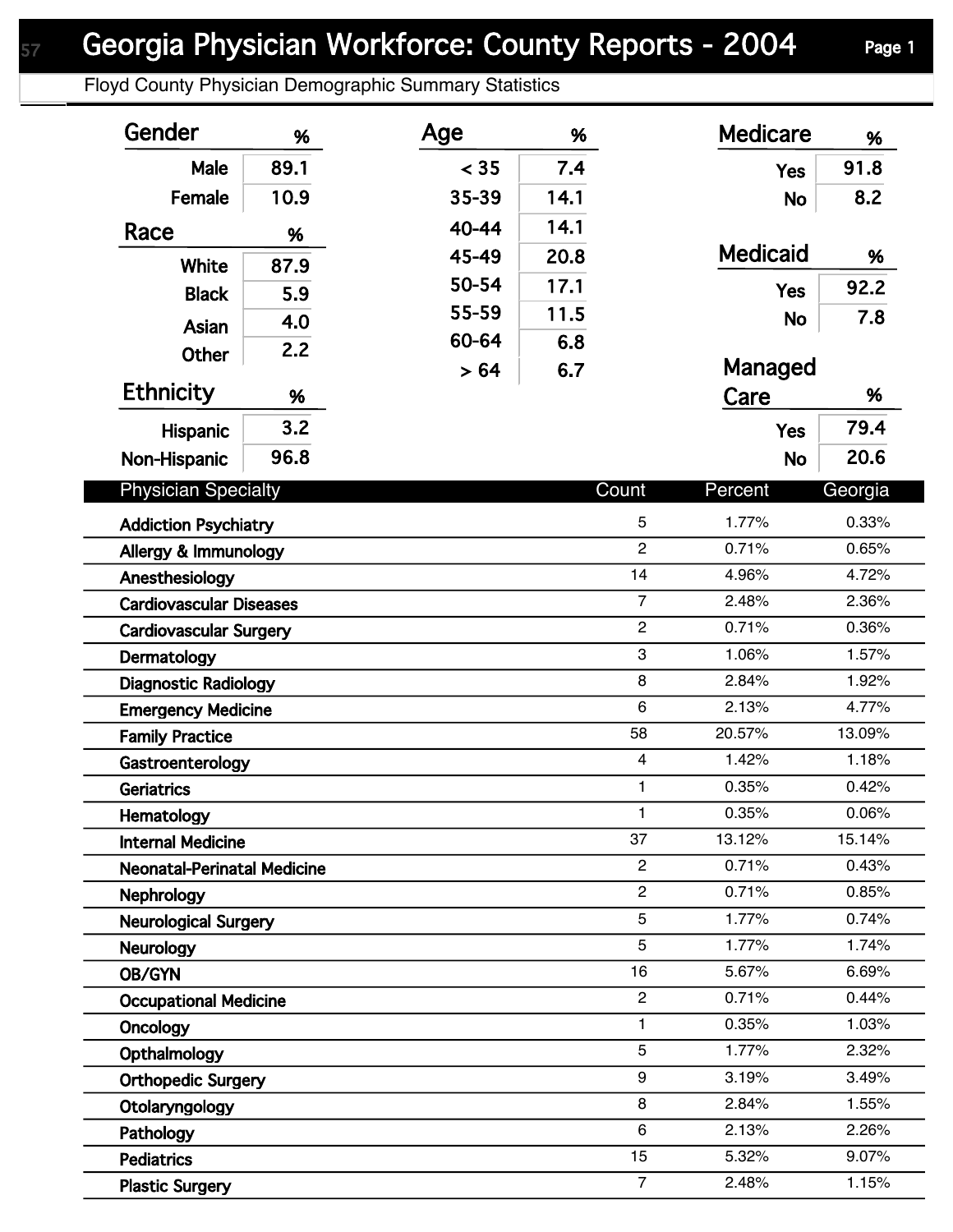# Georgia Physician Workforce: County Reports - 2004

Floyd County Physician Demographic Summary Statistics

| Gender | % |
| --- | --- |
| Male | 89.1 |
| Female | 10.9 |

| Race | % |
| --- | --- |
| White | 87.9 |
| Black | 5.9 |
| Asian | 4.0 |
| Other | 2.2 |

| Ethnicity | % |
| --- | --- |
| Hispanic | 3.2 |
| Non-Hispanic | 96.8 |

| Age | % |
| --- | --- |
| < 35 | 7.4 |
| 35-39 | 14.1 |
| 40-44 | 14.1 |
| 45-49 | 20.8 |
| 50-54 | 17.1 |
| 55-59 | 11.5 |
| 60-64 | 6.8 |
| > 64 | 6.7 |

| Medicare | % |
| --- | --- |
| Yes | 91.8 |
| No | 8.2 |

| Medicaid | % |
| --- | --- |
| Yes | 92.2 |
| No | 7.8 |

| Managed Care | % |
| --- | --- |
| Yes | 79.4 |
| No | 20.6 |

| Physician Specialty | Count | Percent | Georgia |
| --- | --- | --- | --- |
| Addiction Psychiatry | 5 | 1.77% | 0.33% |
| Allergy & Immunology | 2 | 0.71% | 0.65% |
| Anesthesiology | 14 | 4.96% | 4.72% |
| Cardiovascular Diseases | 7 | 2.48% | 2.36% |
| Cardiovascular Surgery | 2 | 0.71% | 0.36% |
| Dermatology | 3 | 1.06% | 1.57% |
| Diagnostic Radiology | 8 | 2.84% | 1.92% |
| Emergency Medicine | 6 | 2.13% | 4.77% |
| Family Practice | 58 | 20.57% | 13.09% |
| Gastroenterology | 4 | 1.42% | 1.18% |
| Geriatrics | 1 | 0.35% | 0.42% |
| Hematology | 1 | 0.35% | 0.06% |
| Internal Medicine | 37 | 13.12% | 15.14% |
| Neonatal-Perinatal Medicine | 2 | 0.71% | 0.43% |
| Nephrology | 2 | 0.71% | 0.85% |
| Neurological Surgery | 5 | 1.77% | 0.74% |
| Neurology | 5 | 1.77% | 1.74% |
| OB/GYN | 16 | 5.67% | 6.69% |
| Occupational Medicine | 2 | 0.71% | 0.44% |
| Oncology | 1 | 0.35% | 1.03% |
| Opthalmology | 5 | 1.77% | 2.32% |
| Orthopedic Surgery | 9 | 3.19% | 3.49% |
| Otolaryngology | 8 | 2.84% | 1.55% |
| Pathology | 6 | 2.13% | 2.26% |
| Pediatrics | 15 | 5.32% | 9.07% |
| Plastic Surgery | 7 | 2.48% | 1.15% |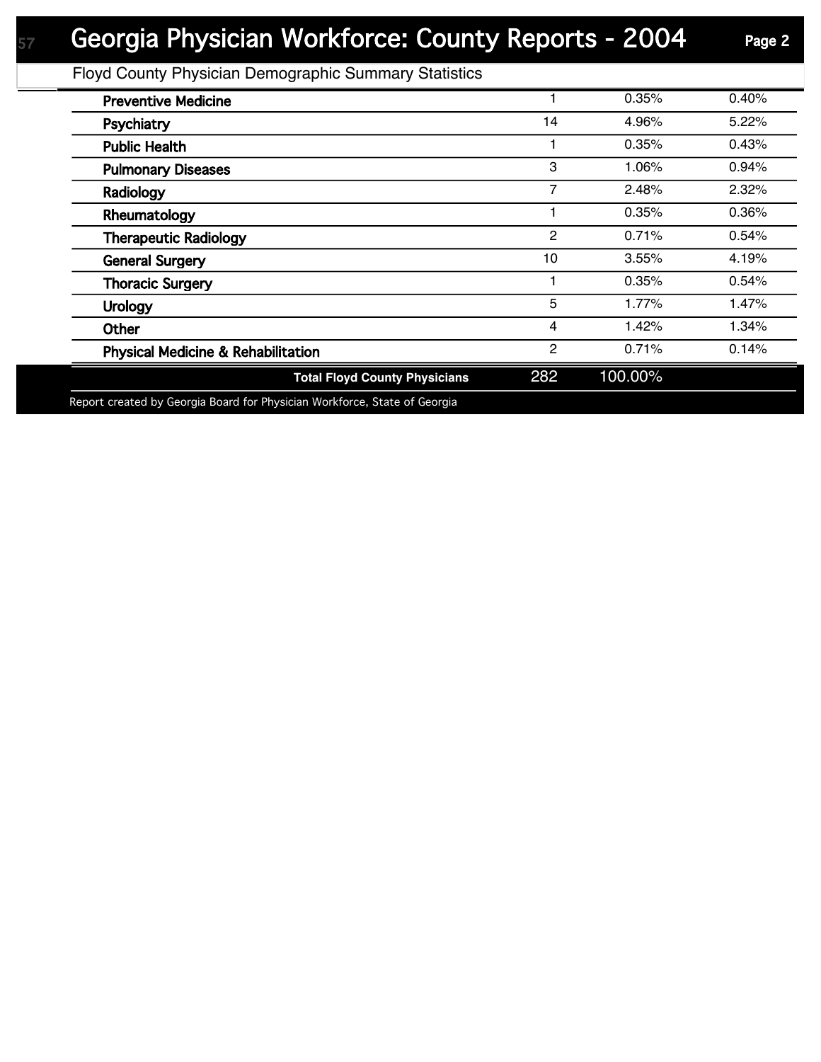Floyd County Physician Demographic Summary Statistics

| | | | |
|---|---|---|---|
| **Preventive Medicine** | 1 | 0.35% | 0.40% |
| **Psychiatry** | 14 | 4.96% | 5.22% |
| **Public Health** | 1 | 0.35% | 0.43% |
| **Pulmonary Diseases** | 3 | 1.06% | 0.94% |
| **Radiology** | 7 | 2.48% | 2.32% |
| **Rheumatology** | 1 | 0.35% | 0.36% |
| **Therapeutic Radiology** | 2 | 0.71% | 0.54% |
| **General Surgery** | 10 | 3.55% | 4.19% |
| **Thoracic Surgery** | 1 | 0.35% | 0.54% |
| **Urology** | 5 | 1.77% | 1.47% |
| **Other** | 4 | 1.42% | 1.34% |
| **Physical Medicine & Rehabilitation** | 2 | 0.71% | 0.14% |
| **Total Floyd County Physicians** | 282 | 100.00% | |

Report created by Georgia Board for Physician Workforce, State of Georgia